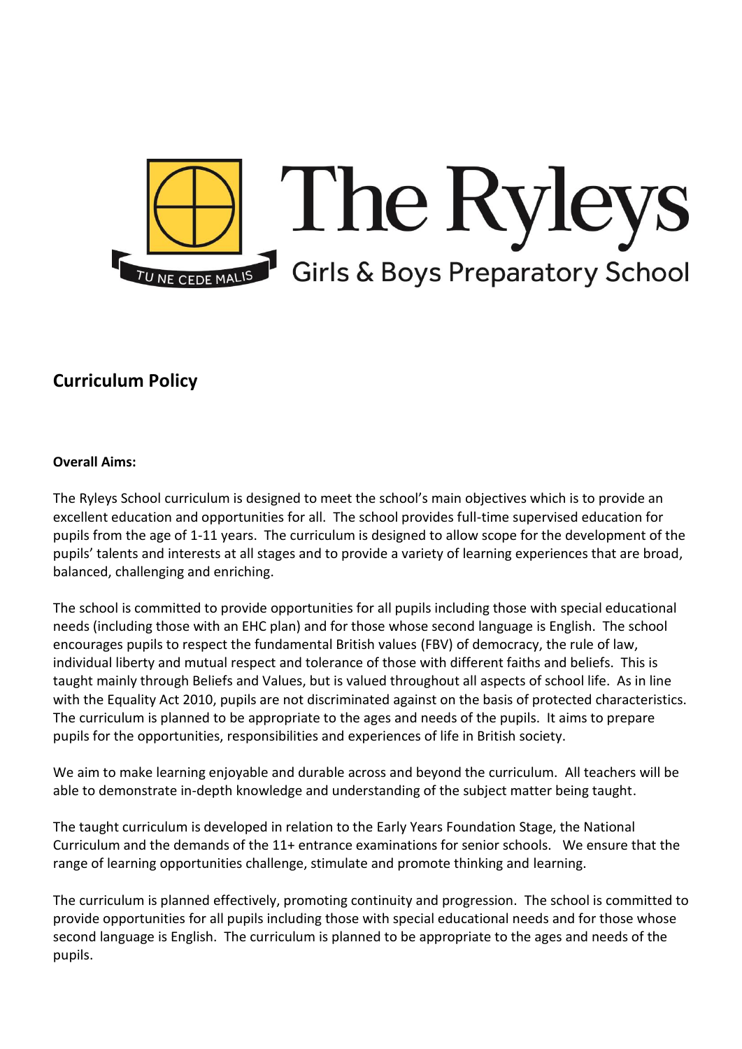The Ryleys

Girls & Boys Preparatory School

TU NE CEDE MALIS

## Curriculum Policy

**Overall Aims:**

The Ryleys School curriculum is designed to meet the school's main objectives which is to provide an excellent education and opportunities for all. The school provides full-time supervised education for pupils from the age of 1-11 years. The curriculum is designed to allow scope for the development of the pupils' talents and interests at all stages and to provide a variety of learning experiences that are broad, balanced, challenging and enriching.

The school is committed to provide opportunities for all pupils including those with special educational needs (including those with an EHC plan) and for those whose second language is English. The school encourages pupils to respect the fundamental British values (FBV) of democracy, the rule of law, individual liberty and mutual respect and tolerance of those with different faiths and beliefs. This is taught mainly through Beliefs and Values, but is valued throughout all aspects of school life. As in line with the Equality Act 2010, pupils are not discriminated against on the basis of protected characteristics. The curriculum is planned to be appropriate to the ages and needs of the pupils. It aims to prepare pupils for the opportunities, responsibilities and experiences of life in British society.

We aim to make learning enjoyable and durable across and beyond the curriculum. All teachers will be able to demonstrate in-depth knowledge and understanding of the subject matter being taught.

The taught curriculum is developed in relation to the Early Years Foundation Stage, the National Curriculum and the demands of the 11+ entrance examinations for senior schools. We ensure that the range of learning opportunities challenge, stimulate and promote thinking and learning.

The curriculum is planned effectively, promoting continuity and progression. The school is committed to provide opportunities for all pupils including those with special educational needs and for those whose second language is English. The curriculum is planned to be appropriate to the ages and needs of the pupils.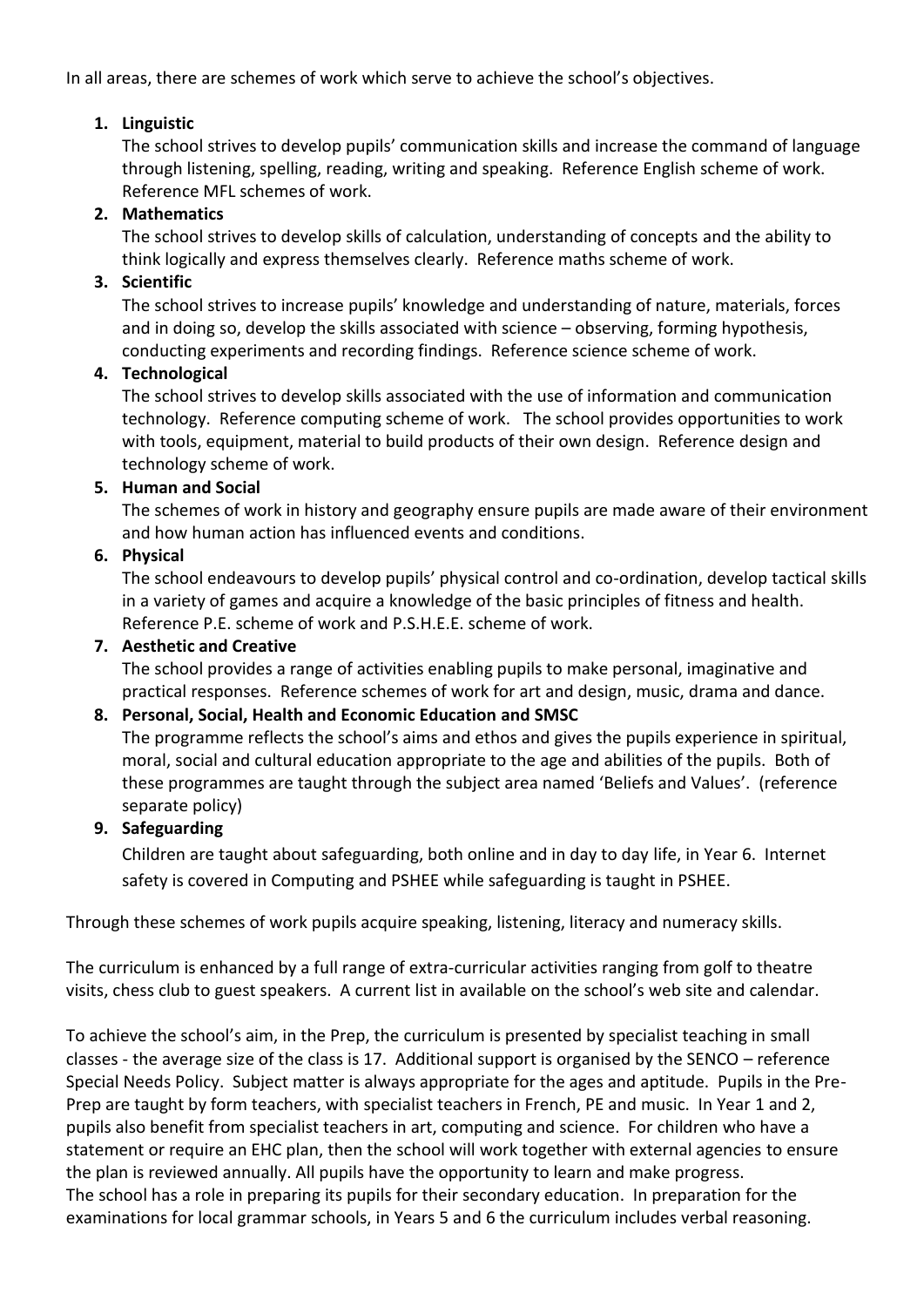In all areas, there are schemes of work which serve to achieve the school's objectives.

1. **Linguistic**
   The school strives to develop pupils' communication skills and increase the command of language through listening, spelling, reading, writing and speaking. Reference English scheme of work. Reference MFL schemes of work.
2. **Mathematics**
   The school strives to develop skills of calculation, understanding of concepts and the ability to think logically and express themselves clearly. Reference maths scheme of work.
3. **Scientific**
   The school strives to increase pupils' knowledge and understanding of nature, materials, forces and in doing so, develop the skills associated with science – observing, forming hypothesis, conducting experiments and recording findings. Reference science scheme of work.
4. **Technological**
   The school strives to develop skills associated with the use of information and communication technology. Reference computing scheme of work. The school provides opportunities to work with tools, equipment, material to build products of their own design. Reference design and technology scheme of work.
5. **Human and Social**
   The schemes of work in history and geography ensure pupils are made aware of their environment and how human action has influenced events and conditions.
6. **Physical**
   The school endeavours to develop pupils' physical control and co-ordination, develop tactical skills in a variety of games and acquire a knowledge of the basic principles of fitness and health. Reference P.E. scheme of work and P.S.H.E.E. scheme of work.
7. **Aesthetic and Creative**
   The school provides a range of activities enabling pupils to make personal, imaginative and practical responses. Reference schemes of work for art and design, music, drama and dance.
8. **Personal, Social, Health and Economic Education and SMSC**
   The programme reflects the school's aims and ethos and gives the pupils experience in spiritual, moral, social and cultural education appropriate to the age and abilities of the pupils. Both of these programmes are taught through the subject area named 'Beliefs and Values'. (reference separate policy)
9. **Safeguarding**
   Children are taught about safeguarding, both online and in day to day life, in Year 6. Internet safety is covered in Computing and PSHEE while safeguarding is taught in PSHEE.

Through these schemes of work pupils acquire speaking, listening, literacy and numeracy skills.

The curriculum is enhanced by a full range of extra-curricular activities ranging from golf to theatre visits, chess club to guest speakers. A current list in available on the school's web site and calendar.

To achieve the school's aim, in the Prep, the curriculum is presented by specialist teaching in small classes - the average size of the class is 17. Additional support is organised by the SENCO – reference Special Needs Policy. Subject matter is always appropriate for the ages and aptitude. Pupils in the Pre-Prep are taught by form teachers, with specialist teachers in French, PE and music. In Year 1 and 2, pupils also benefit from specialist teachers in art, computing and science. For children who have a statement or require an EHC plan, then the school will work together with external agencies to ensure the plan is reviewed annually. All pupils have the opportunity to learn and make progress.
The school has a role in preparing its pupils for their secondary education. In preparation for the examinations for local grammar schools, in Years 5 and 6 the curriculum includes verbal reasoning.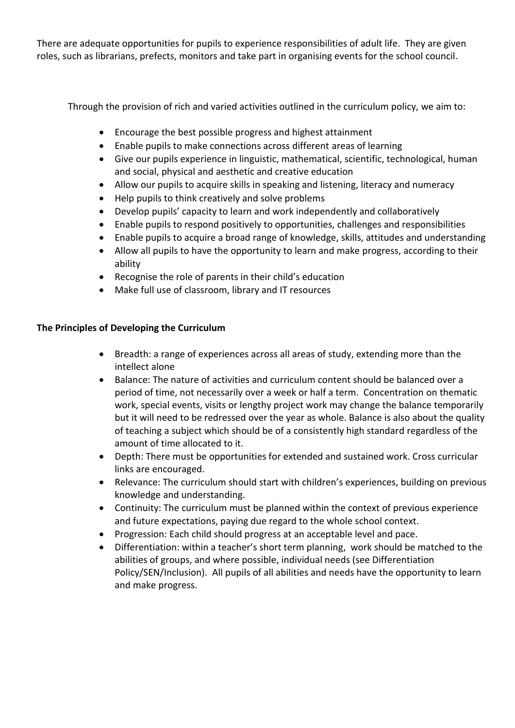There are adequate opportunities for pupils to experience responsibilities of adult life. They are given roles, such as librarians, prefects, monitors and take part in organising events for the school council.

Through the provision of rich and varied activities outlined in the curriculum policy, we aim to:

- Encourage the best possible progress and highest attainment
- Enable pupils to make connections across different areas of learning
- Give our pupils experience in linguistic, mathematical, scientific, technological, human and social, physical and aesthetic and creative education
- Allow our pupils to acquire skills in speaking and listening, literacy and numeracy
- Help pupils to think creatively and solve problems
- Develop pupils' capacity to learn and work independently and collaboratively
- Enable pupils to respond positively to opportunities, challenges and responsibilities
- Enable pupils to acquire a broad range of knowledge, skills, attitudes and understanding
- Allow all pupils to have the opportunity to learn and make progress, according to their ability
- Recognise the role of parents in their child's education
- Make full use of classroom, library and IT resources

**The Principles of Developing the Curriculum**

- Breadth: a range of experiences across all areas of study, extending more than the intellect alone
- Balance: The nature of activities and curriculum content should be balanced over a period of time, not necessarily over a week or half a term. Concentration on thematic work, special events, visits or lengthy project work may change the balance temporarily but it will need to be redressed over the year as whole. Balance is also about the quality of teaching a subject which should be of a consistently high standard regardless of the amount of time allocated to it.
- Depth: There must be opportunities for extended and sustained work. Cross curricular links are encouraged.
- Relevance: The curriculum should start with children's experiences, building on previous knowledge and understanding.
- Continuity: The curriculum must be planned within the context of previous experience and future expectations, paying due regard to the whole school context.
- Progression: Each child should progress at an acceptable level and pace.
- Differentiation: within a teacher's short term planning, work should be matched to the abilities of groups, and where possible, individual needs (see Differentiation Policy/SEN/Inclusion). All pupils of all abilities and needs have the opportunity to learn and make progress.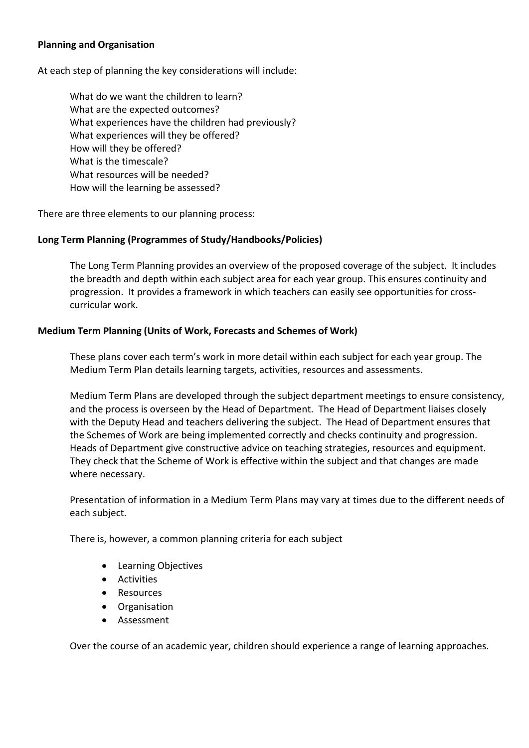**Planning and Organisation**

At each step of planning the key considerations will include:

What do we want the children to learn?
What are the expected outcomes?
What experiences have the children had previously?
What experiences will they be offered?
How will they be offered?
What is the timescale?
What resources will be needed?
How will the learning be assessed?

There are three elements to our planning process:

**Long Term Planning (Programmes of Study/Handbooks/Policies)**

The Long Term Planning provides an overview of the proposed coverage of the subject. It includes the breadth and depth within each subject area for each year group. This ensures continuity and progression. It provides a framework in which teachers can easily see opportunities for cross-curricular work.

**Medium Term Planning (Units of Work, Forecasts and Schemes of Work)**

These plans cover each term's work in more detail within each subject for each year group. The Medium Term Plan details learning targets, activities, resources and assessments.

Medium Term Plans are developed through the subject department meetings to ensure consistency, and the process is overseen by the Head of Department. The Head of Department liaises closely with the Deputy Head and teachers delivering the subject. The Head of Department ensures that the Schemes of Work are being implemented correctly and checks continuity and progression. Heads of Department give constructive advice on teaching strategies, resources and equipment. They check that the Scheme of Work is effective within the subject and that changes are made where necessary.

Presentation of information in a Medium Term Plans may vary at times due to the different needs of each subject.

There is, however, a common planning criteria for each subject

- Learning Objectives
- Activities
- Resources
- Organisation
- Assessment

Over the course of an academic year, children should experience a range of learning approaches.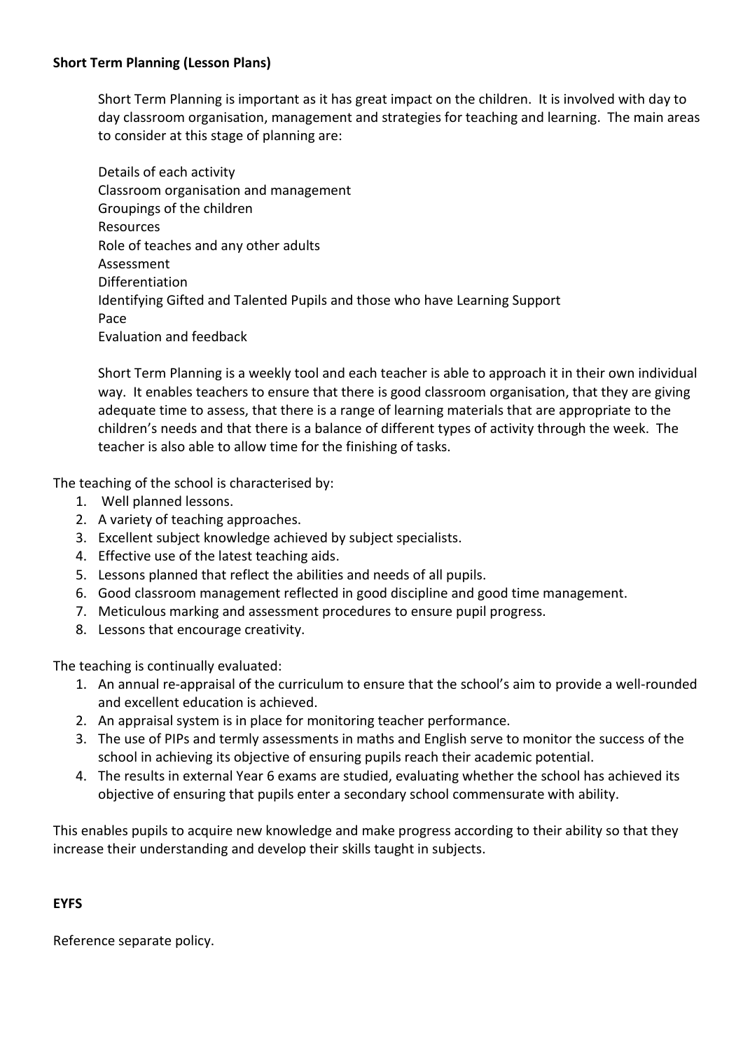**Short Term Planning (Lesson Plans)**

Short Term Planning is important as it has great impact on the children. It is involved with day to day classroom organisation, management and strategies for teaching and learning. The main areas to consider at this stage of planning are:

Details of each activity
Classroom organisation and management
Groupings of the children
Resources
Role of teaches and any other adults
Assessment
Differentiation
Identifying Gifted and Talented Pupils and those who have Learning Support
Pace
Evaluation and feedback

Short Term Planning is a weekly tool and each teacher is able to approach it in their own individual way. It enables teachers to ensure that there is good classroom organisation, that they are giving adequate time to assess, that there is a range of learning materials that are appropriate to the children's needs and that there is a balance of different types of activity through the week. The teacher is also able to allow time for the finishing of tasks.

The teaching of the school is characterised by:

1. Well planned lessons.
2. A variety of teaching approaches.
3. Excellent subject knowledge achieved by subject specialists.
4. Effective use of the latest teaching aids.
5. Lessons planned that reflect the abilities and needs of all pupils.
6. Good classroom management reflected in good discipline and good time management.
7. Meticulous marking and assessment procedures to ensure pupil progress.
8. Lessons that encourage creativity.

The teaching is continually evaluated:

1. An annual re-appraisal of the curriculum to ensure that the school's aim to provide a well-rounded and excellent education is achieved.
2. An appraisal system is in place for monitoring teacher performance.
3. The use of PIPs and termly assessments in maths and English serve to monitor the success of the school in achieving its objective of ensuring pupils reach their academic potential.
4. The results in external Year 6 exams are studied, evaluating whether the school has achieved its objective of ensuring that pupils enter a secondary school commensurate with ability.

This enables pupils to acquire new knowledge and make progress according to their ability so that they increase their understanding and develop their skills taught in subjects.

**EYFS**

Reference separate policy.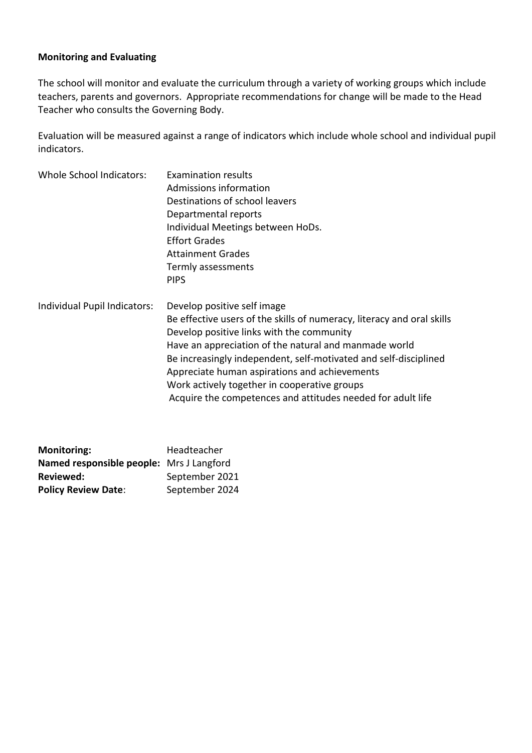**Monitoring and Evaluating**

The school will monitor and evaluate the curriculum through a variety of working groups which include teachers, parents and governors. Appropriate recommendations for change will be made to the Head Teacher who consults the Governing Body.

Evaluation will be measured against a range of indicators which include whole school and individual pupil indicators.

| | |
|---|---|
| Whole School Indicators: | Examination results<br>Admissions information<br>Destinations of school leavers<br>Departmental reports<br>Individual Meetings between HoDs.<br>Effort Grades<br>Attainment Grades<br>Termly assessments<br>PIPS |
| Individual Pupil Indicators: | Develop positive self image<br>Be effective users of the skills of numeracy, literacy and oral skills<br>Develop positive links with the community<br>Have an appreciation of the natural and manmade world<br>Be increasingly independent, self-motivated and self-disciplined<br>Appreciate human aspirations and achievements<br>Work actively together in cooperative groups<br>Acquire the competences and attitudes needed for adult life |

**Monitoring:** Headteacher
**Named responsible people:** Mrs J Langford
**Reviewed:** September 2021
**Policy Review Date**: September 2024